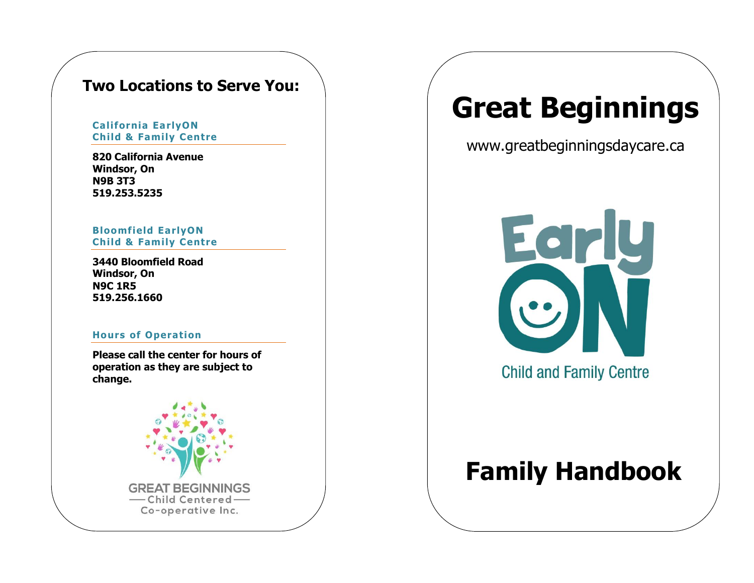## Two Locations to Serve You:

### California EarlyON Child & Family Centre

**820 California Avenue**
**Windsor, On**
**N9B 3T3**
**519.253.5235**

### Bloomfield EarlyON Child & Family Centre

**3440 Bloomfield Road**
**Windsor, On**
**N9C 1R5**
**519.256.1660**

### Hours of Operation

**Please call the center for hours of operation as they are subject to change.**

GREAT BEGINNINGS
Child Centered
Co-operative Inc.

# Great Beginnings

www.greatbeginningsdaycare.ca

EarlyON
Child and Family Centre

# Family Handbook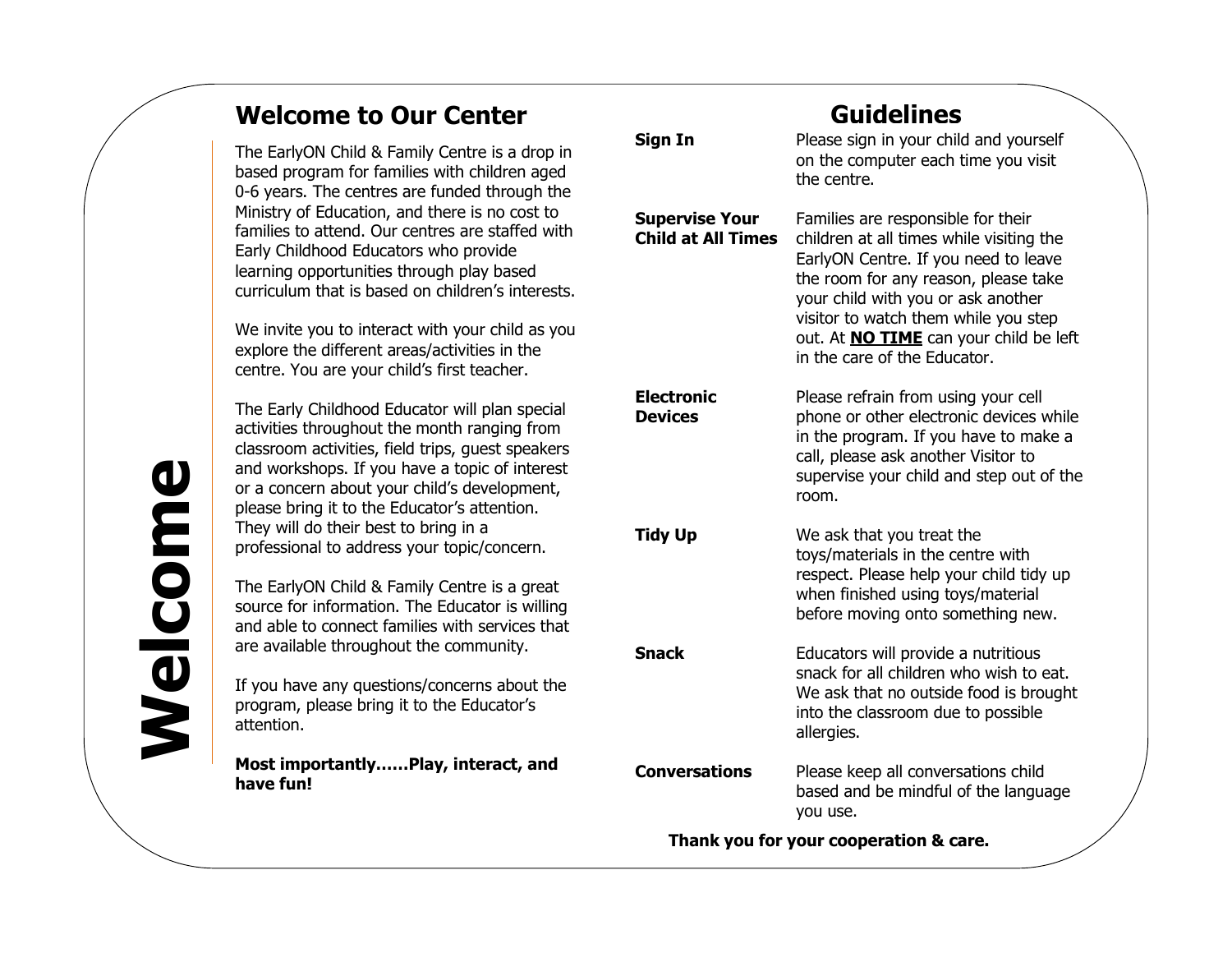Welcome

## Welcome to Our Center

The EarlyON Child & Family Centre is a drop in based program for families with children aged 0-6 years. The centres are funded through the Ministry of Education, and there is no cost to families to attend. Our centres are staffed with Early Childhood Educators who provide learning opportunities through play based curriculum that is based on children's interests.

We invite you to interact with your child as you explore the different areas/activities in the centre. You are your child's first teacher.

The Early Childhood Educator will plan special activities throughout the month ranging from classroom activities, field trips, guest speakers and workshops. If you have a topic of interest or a concern about your child's development, please bring it to the Educator's attention. They will do their best to bring in a professional to address your topic/concern.

The EarlyON Child & Family Centre is a great source for information. The Educator is willing and able to connect families with services that are available throughout the community.

If you have any questions/concerns about the program, please bring it to the Educator's attention.

**Most importantly……Play, interact, and have fun!**

## Guidelines

**Sign In** — Please sign in your child and yourself on the computer each time you visit the centre.

**Supervise Your Child at All Times** — Families are responsible for their children at all times while visiting the EarlyON Centre. If you need to leave the room for any reason, please take your child with you or ask another visitor to watch them while you step out. At **NO TIME** can your child be left in the care of the Educator.

**Electronic Devices** — Please refrain from using your cell phone or other electronic devices while in the program. If you have to make a call, please ask another Visitor to supervise your child and step out of the room.

**Tidy Up** — We ask that you treat the toys/materials in the centre with respect. Please help your child tidy up when finished using toys/material before moving onto something new.

**Snack** — Educators will provide a nutritious snack for all children who wish to eat. We ask that no outside food is brought into the classroom due to possible allergies.

**Conversations** — Please keep all conversations child based and be mindful of the language you use.

**Thank you for your cooperation & care.**